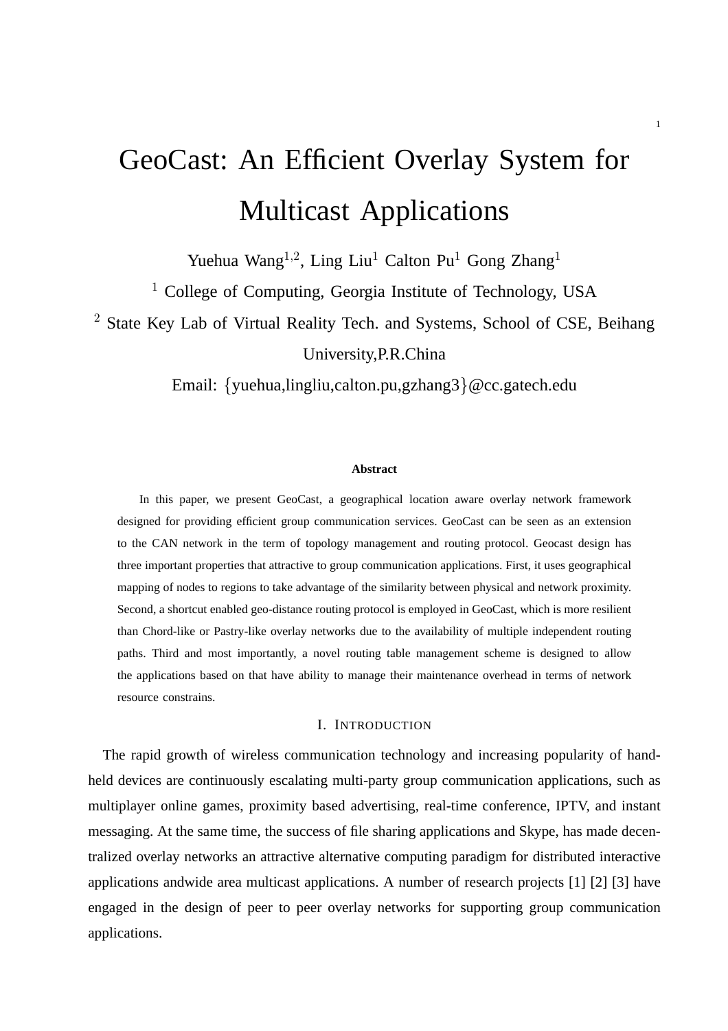# GeoCast: An Efficient Overlay System for Multicast Applications

Yuehua Wang[1,2], Ling Liu[1] Calton Pu[1] Gong Zhang[1]

[1] College of Computing, Georgia Institute of Technology, USA

[2] State Key Lab of Virtual Reality Tech. and Systems, School of CSE, Beihang University,P.R.China

Email: {yuehua,lingliu,calton.pu,gzhang3}@cc.gatech.edu

**Abstract**

In this paper, we present GeoCast, a geographical location aware overlay network framework designed for providing efficient group communication services. GeoCast can be seen as an extension to the CAN network in the term of topology management and routing protocol. Geocast design has three important properties that attractive to group communication applications. First, it uses geographical mapping of nodes to regions to take advantage of the similarity between physical and network proximity. Second, a shortcut enabled geo-distance routing protocol is employed in GeoCast, which is more resilient than Chord-like or Pastry-like overlay networks due to the availability of multiple independent routing paths. Third and most importantly, a novel routing table management scheme is designed to allow the applications based on that have ability to manage their maintenance overhead in terms of network resource constrains.

## I. Introduction

The rapid growth of wireless communication technology and increasing popularity of handheld devices are continuously escalating multi-party group communication applications, such as multiplayer online games, proximity based advertising, real-time conference, IPTV, and instant messaging. At the same time, the success of file sharing applications and Skype, has made decentralized overlay networks an attractive alternative computing paradigm for distributed interactive applications andwide area multicast applications. A number of research projects [1] [2] [3] have engaged in the design of peer to peer overlay networks for supporting group communication applications.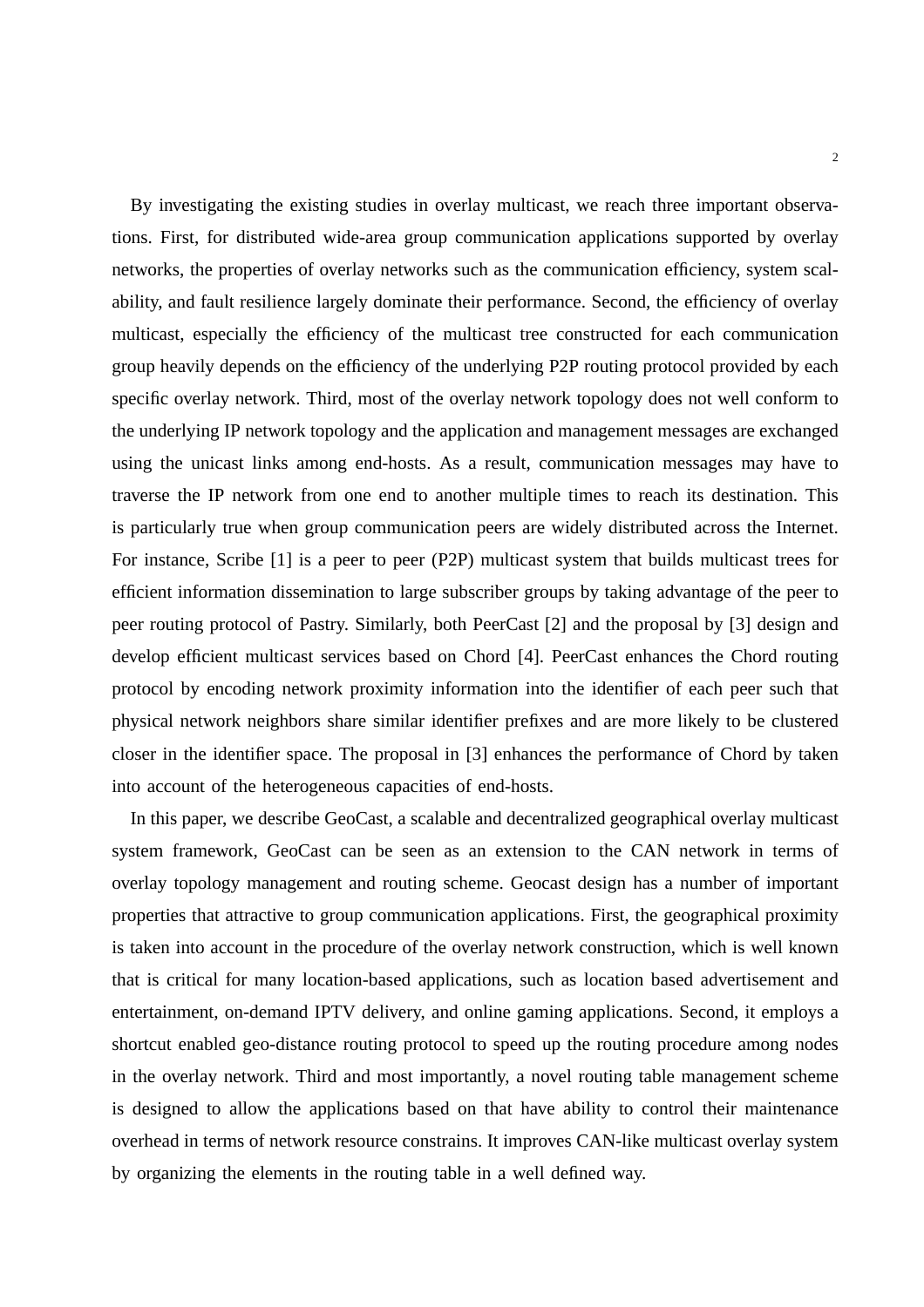By investigating the existing studies in overlay multicast, we reach three important observations. First, for distributed wide-area group communication applications supported by overlay networks, the properties of overlay networks such as the communication efficiency, system scalability, and fault resilience largely dominate their performance. Second, the efficiency of overlay multicast, especially the efficiency of the multicast tree constructed for each communication group heavily depends on the efficiency of the underlying P2P routing protocol provided by each specific overlay network. Third, most of the overlay network topology does not well conform to the underlying IP network topology and the application and management messages are exchanged using the unicast links among end-hosts. As a result, communication messages may have to traverse the IP network from one end to another multiple times to reach its destination. This is particularly true when group communication peers are widely distributed across the Internet. For instance, Scribe [1] is a peer to peer (P2P) multicast system that builds multicast trees for efficient information dissemination to large subscriber groups by taking advantage of the peer to peer routing protocol of Pastry. Similarly, both PeerCast [2] and the proposal by [3] design and develop efficient multicast services based on Chord [4]. PeerCast enhances the Chord routing protocol by encoding network proximity information into the identifier of each peer such that physical network neighbors share similar identifier prefixes and are more likely to be clustered closer in the identifier space. The proposal in [3] enhances the performance of Chord by taken into account of the heterogeneous capacities of end-hosts.

In this paper, we describe GeoCast, a scalable and decentralized geographical overlay multicast system framework, GeoCast can be seen as an extension to the CAN network in terms of overlay topology management and routing scheme. Geocast design has a number of important properties that attractive to group communication applications. First, the geographical proximity is taken into account in the procedure of the overlay network construction, which is well known that is critical for many location-based applications, such as location based advertisement and entertainment, on-demand IPTV delivery, and online gaming applications. Second, it employs a shortcut enabled geo-distance routing protocol to speed up the routing procedure among nodes in the overlay network. Third and most importantly, a novel routing table management scheme is designed to allow the applications based on that have ability to control their maintenance overhead in terms of network resource constrains. It improves CAN-like multicast overlay system by organizing the elements in the routing table in a well defined way.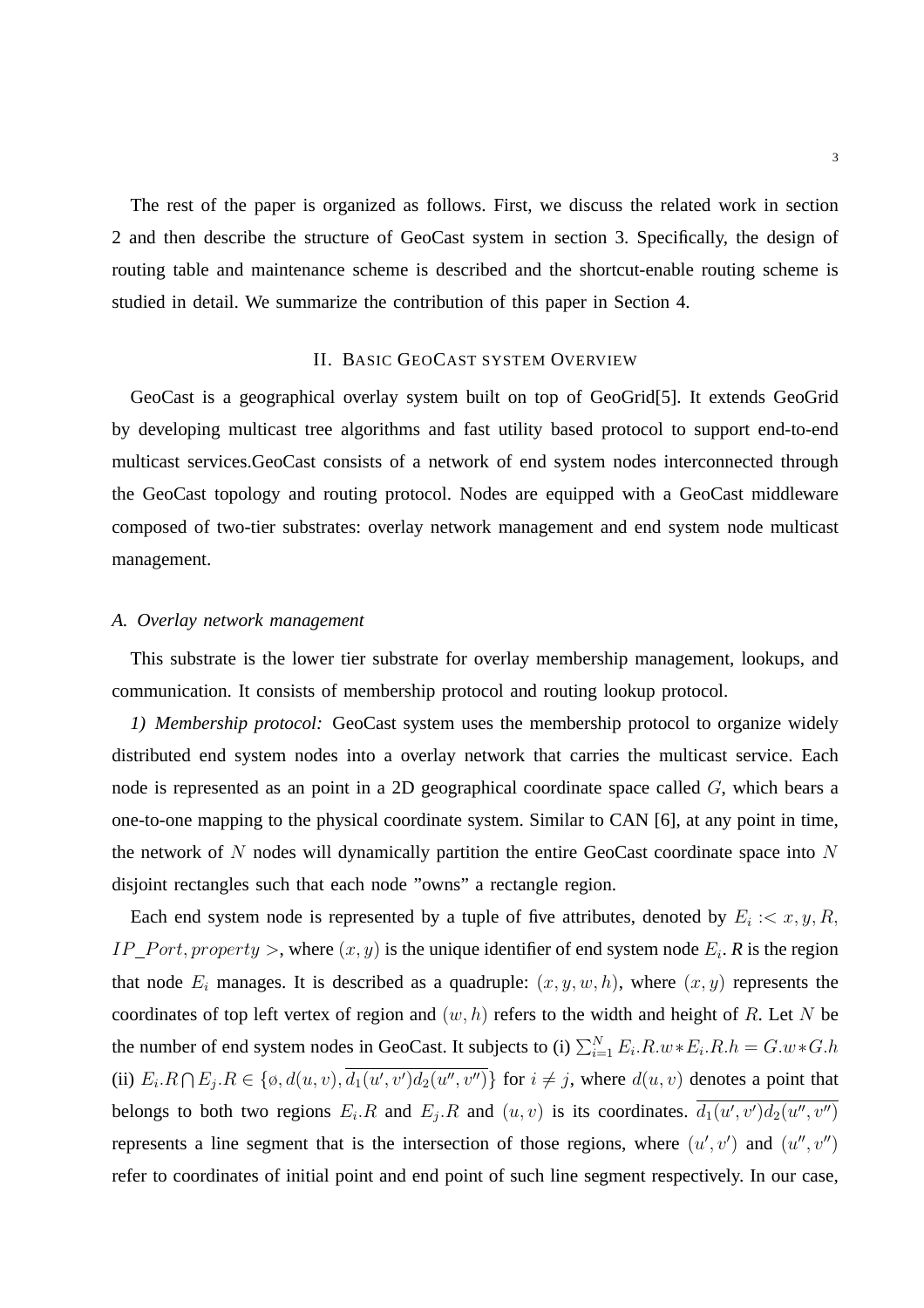The rest of the paper is organized as follows. First, we discuss the related work in section 2 and then describe the structure of GeoCast system in section 3. Specifically, the design of routing table and maintenance scheme is described and the shortcut-enable routing scheme is studied in detail. We summarize the contribution of this paper in Section 4.

## II. Basic GeoCast system Overview

GeoCast is a geographical overlay system built on top of GeoGrid[5]. It extends GeoGrid by developing multicast tree algorithms and fast utility based protocol to support end-to-end multicast services.GeoCast consists of a network of end system nodes interconnected through the GeoCast topology and routing protocol. Nodes are equipped with a GeoCast middleware composed of two-tier substrates: overlay network management and end system node multicast management.

### A. Overlay network management

This substrate is the lower tier substrate for overlay membership management, lookups, and communication. It consists of membership protocol and routing lookup protocol.

*1) Membership protocol:* GeoCast system uses the membership protocol to organize widely distributed end system nodes into a overlay network that carries the multicast service. Each node is represented as an point in a 2D geographical coordinate space called $G$, which bears a one-to-one mapping to the physical coordinate system. Similar to CAN [6], at any point in time, the network of $N$ nodes will dynamically partition the entire GeoCast coordinate space into $N$ disjoint rectangles such that each node "owns" a rectangle region.

Each end system node is represented by a tuple of five attributes, denoted by $E_i :< x, y, R, IP\_Port, property >$, where $(x, y)$ is the unique identifier of end system node $E_i$. *R* is the region that node $E_i$ manages. It is described as a quadruple: $(x, y, w, h)$, where $(x, y)$ represents the coordinates of top left vertex of region and $(w, h)$ refers to the width and height of $R$. Let $N$ be the number of end system nodes in GeoCast. It subjects to (i) $\sum_{i=1}^{N} E_i.R.w * E_i.R.h = G.w * G.h$ (ii) $E_i.R \bigcap E_j.R \in \{\emptyset, d(u, v), \overline{d_1(u', v')d_2(u'', v'')}\}$ for $i \neq j$, where $d(u, v)$ denotes a point that belongs to both two regions $E_i.R$ and $E_j.R$ and $(u, v)$ is its coordinates. $\overline{d_1(u', v')d_2(u'', v'')}$ represents a line segment that is the intersection of those regions, where $(u', v')$ and $(u'', v'')$ refer to coordinates of initial point and end point of such line segment respectively. In our case,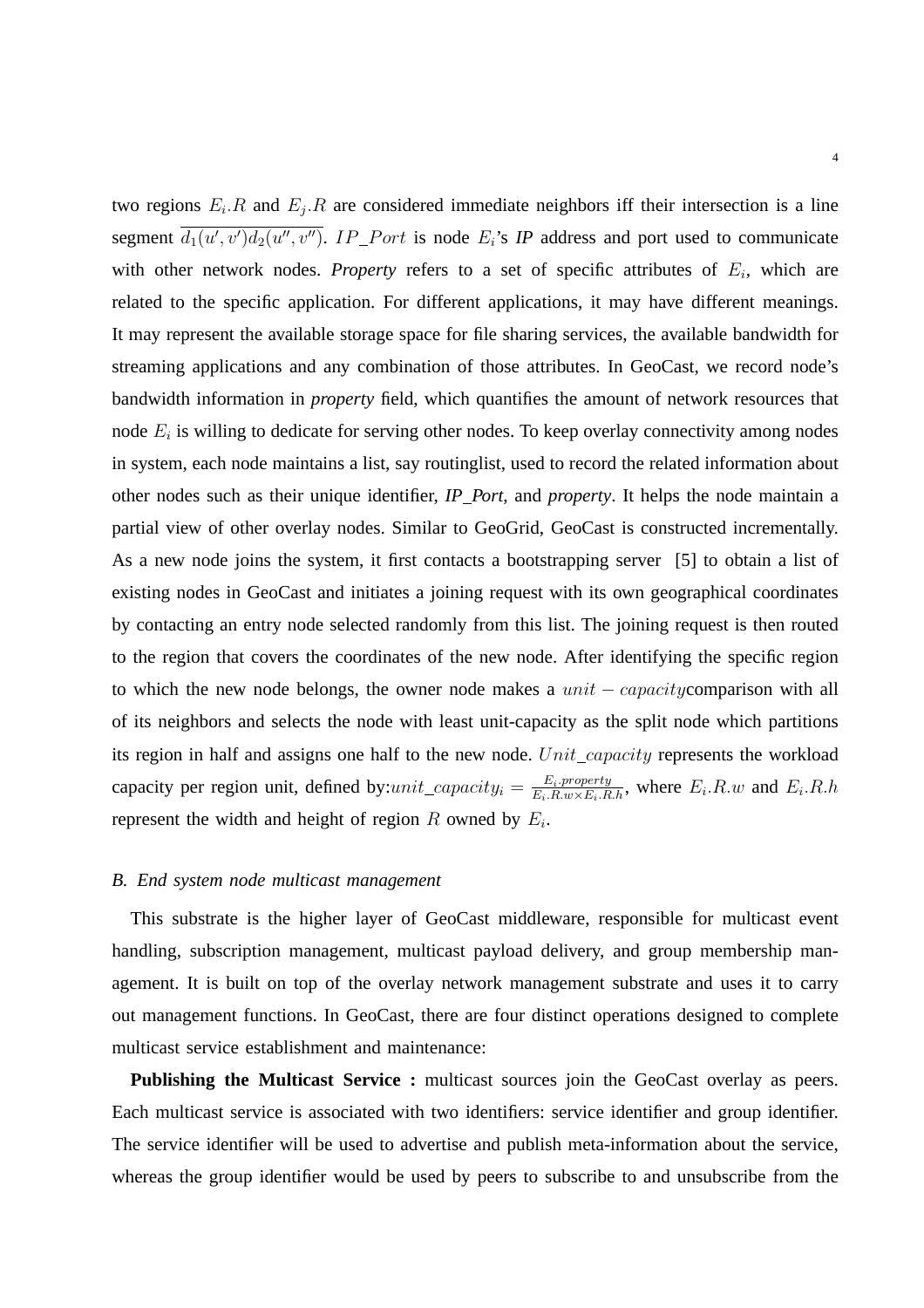two regions $E_i.R$ and $E_j.R$ are considered immediate neighbors iff their intersection is a line segment $\overline{d_1(u',v')d_2(u'',v'')}$. $IP\_Port$ is node $E_i$'s *IP* address and port used to communicate with other network nodes. *Property* refers to a set of specific attributes of $E_i$, which are related to the specific application. For different applications, it may have different meanings. It may represent the available storage space for file sharing services, the available bandwidth for streaming applications and any combination of those attributes. In GeoCast, we record node's bandwidth information in *property* field, which quantifies the amount of network resources that node $E_i$ is willing to dedicate for serving other nodes. To keep overlay connectivity among nodes in system, each node maintains a list, say routinglist, used to record the related information about other nodes such as their unique identifier, *IP_Port*, and *property*. It helps the node maintain a partial view of other overlay nodes. Similar to GeoGrid, GeoCast is constructed incrementally. As a new node joins the system, it first contacts a bootstrapping server [5] to obtain a list of existing nodes in GeoCast and initiates a joining request with its own geographical coordinates by contacting an entry node selected randomly from this list. The joining request is then routed to the region that covers the coordinates of the new node. After identifying the specific region to which the new node belongs, the owner node makes a $unit-capacity$comparison with all of its neighbors and selects the node with least unit-capacity as the split node which partitions its region in half and assigns one half to the new node. $Unit\_capacity$ represents the workload capacity per region unit, defined by:$unit\_capacity_i = \frac{E_i.property}{E_i.R.w \times E_i.R.h}$, where $E_i.R.w$ and $E_i.R.h$ represent the width and height of region $R$ owned by $E_i$.

### *B. End system node multicast management*

This substrate is the higher layer of GeoCast middleware, responsible for multicast event handling, subscription management, multicast payload delivery, and group membership management. It is built on top of the overlay network management substrate and uses it to carry out management functions. In GeoCast, there are four distinct operations designed to complete multicast service establishment and maintenance:

**Publishing the Multicast Service :** multicast sources join the GeoCast overlay as peers. Each multicast service is associated with two identifiers: service identifier and group identifier. The service identifier will be used to advertise and publish meta-information about the service, whereas the group identifier would be used by peers to subscribe to and unsubscribe from the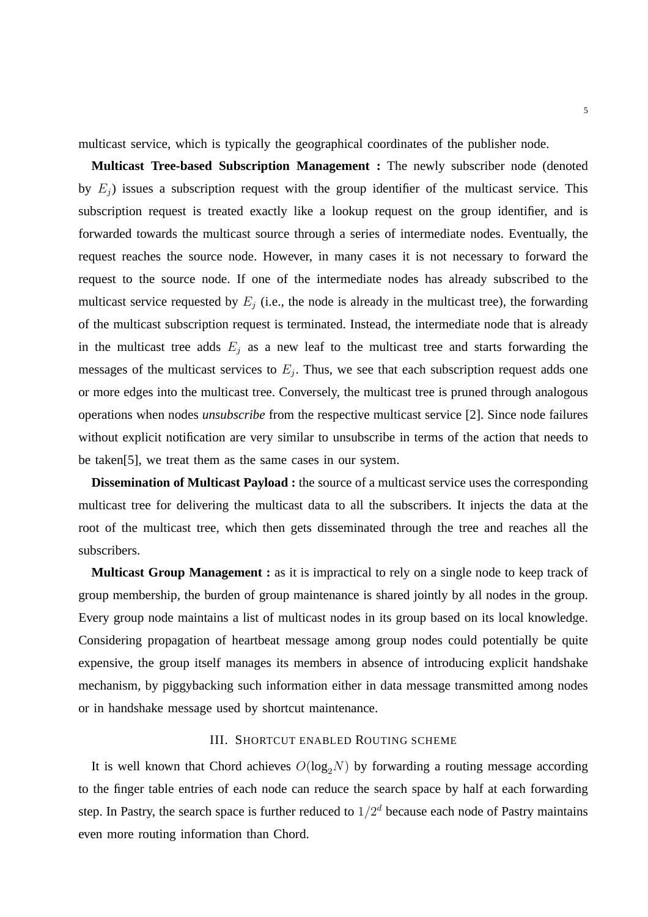multicast service, which is typically the geographical coordinates of the publisher node.

**Multicast Tree-based Subscription Management :** The newly subscriber node (denoted by $E_j$) issues a subscription request with the group identifier of the multicast service. This subscription request is treated exactly like a lookup request on the group identifier, and is forwarded towards the multicast source through a series of intermediate nodes. Eventually, the request reaches the source node. However, in many cases it is not necessary to forward the request to the source node. If one of the intermediate nodes has already subscribed to the multicast service requested by $E_j$ (i.e., the node is already in the multicast tree), the forwarding of the multicast subscription request is terminated. Instead, the intermediate node that is already in the multicast tree adds $E_j$ as a new leaf to the multicast tree and starts forwarding the messages of the multicast services to $E_j$. Thus, we see that each subscription request adds one or more edges into the multicast tree. Conversely, the multicast tree is pruned through analogous operations when nodes *unsubscribe* from the respective multicast service [2]. Since node failures without explicit notification are very similar to unsubscribe in terms of the action that needs to be taken[5], we treat them as the same cases in our system.

**Dissemination of Multicast Payload :** the source of a multicast service uses the corresponding multicast tree for delivering the multicast data to all the subscribers. It injects the data at the root of the multicast tree, which then gets disseminated through the tree and reaches all the subscribers.

**Multicast Group Management :** as it is impractical to rely on a single node to keep track of group membership, the burden of group maintenance is shared jointly by all nodes in the group. Every group node maintains a list of multicast nodes in its group based on its local knowledge. Considering propagation of heartbeat message among group nodes could potentially be quite expensive, the group itself manages its members in absence of introducing explicit handshake mechanism, by piggybacking such information either in data message transmitted among nodes or in handshake message used by shortcut maintenance.

## III. Shortcut enabled Routing scheme

It is well known that Chord achieves $O(\log_2 N)$ by forwarding a routing message according to the finger table entries of each node can reduce the search space by half at each forwarding step. In Pastry, the search space is further reduced to $1/2^d$ because each node of Pastry maintains even more routing information than Chord.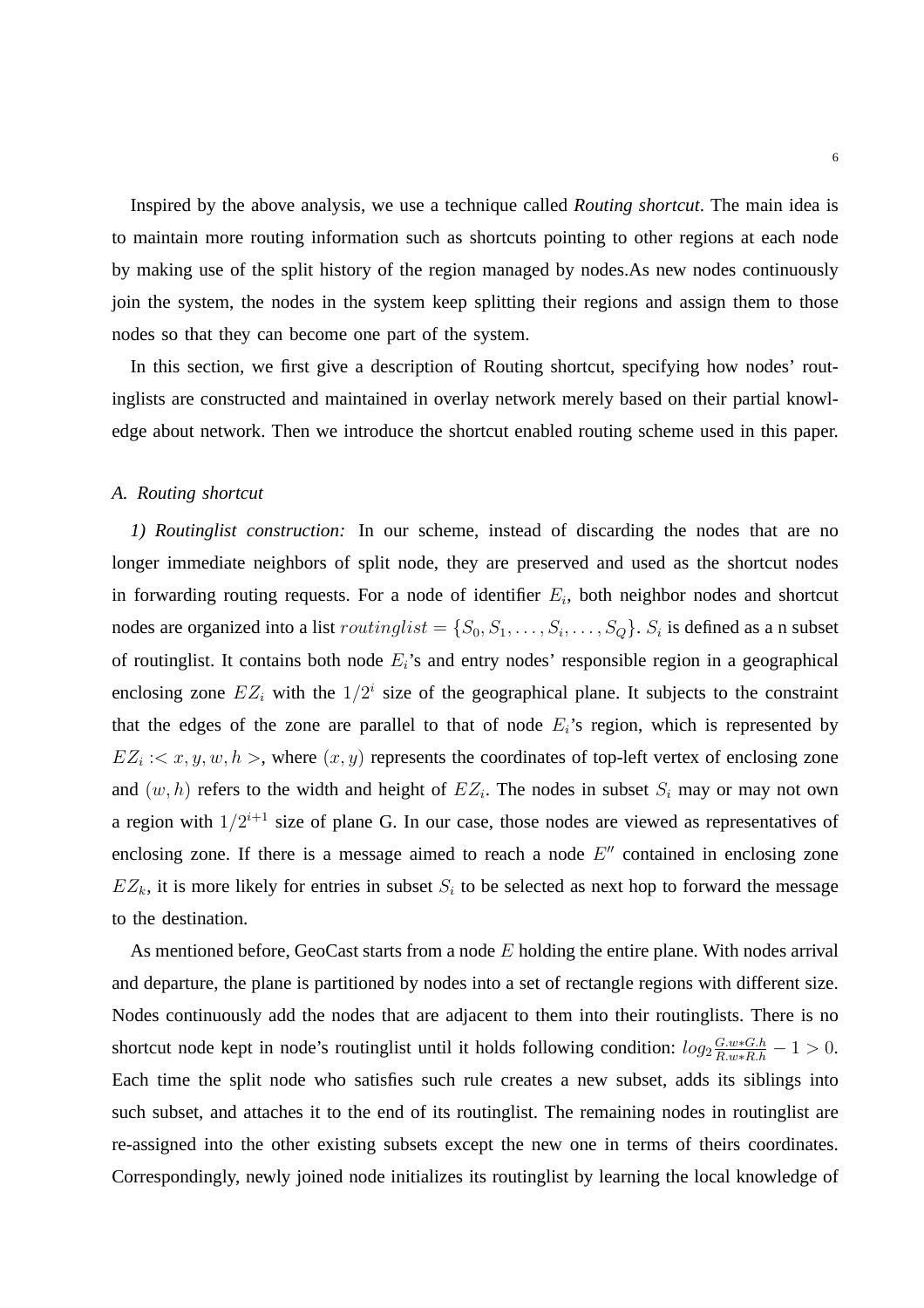Inspired by the above analysis, we use a technique called *Routing shortcut*. The main idea is to maintain more routing information such as shortcuts pointing to other regions at each node by making use of the split history of the region managed by nodes.As new nodes continuously join the system, the nodes in the system keep splitting their regions and assign them to those nodes so that they can become one part of the system.

In this section, we first give a description of Routing shortcut, specifying how nodes' routinglists are constructed and maintained in overlay network merely based on their partial knowledge about network. Then we introduce the shortcut enabled routing scheme used in this paper.

### A. Routing shortcut

*1) Routinglist construction:* In our scheme, instead of discarding the nodes that are no longer immediate neighbors of split node, they are preserved and used as the shortcut nodes in forwarding routing requests. For a node of identifier $E_i$, both neighbor nodes and shortcut nodes are organized into a list $routinglist = \{S_0, S_1, \ldots, S_i, \ldots, S_Q\}$. $S_i$ is defined as a n subset of routinglist. It contains both node $E_i$'s and entry nodes' responsible region in a geographical enclosing zone $EZ_i$ with the $1/2^i$ size of the geographical plane. It subjects to the constraint that the edges of the zone are parallel to that of node $E_i$'s region, which is represented by $EZ_i :< x, y, w, h >$, where $(x, y)$ represents the coordinates of top-left vertex of enclosing zone and $(w, h)$ refers to the width and height of $EZ_i$. The nodes in subset $S_i$ may or may not own a region with $1/2^{i+1}$ size of plane G. In our case, those nodes are viewed as representatives of enclosing zone. If there is a message aimed to reach a node $E''$ contained in enclosing zone $EZ_k$, it is more likely for entries in subset $S_i$ to be selected as next hop to forward the message to the destination.

As mentioned before, GeoCast starts from a node $E$ holding the entire plane. With nodes arrival and departure, the plane is partitioned by nodes into a set of rectangle regions with different size. Nodes continuously add the nodes that are adjacent to them into their routinglists. There is no shortcut node kept in node's routinglist until it holds following condition: $log_2 \frac{G.w*G.h}{R.w*R.h} - 1 > 0$. Each time the split node who satisfies such rule creates a new subset, adds its siblings into such subset, and attaches it to the end of its routinglist. The remaining nodes in routinglist are re-assigned into the other existing subsets except the new one in terms of theirs coordinates. Correspondingly, newly joined node initializes its routinglist by learning the local knowledge of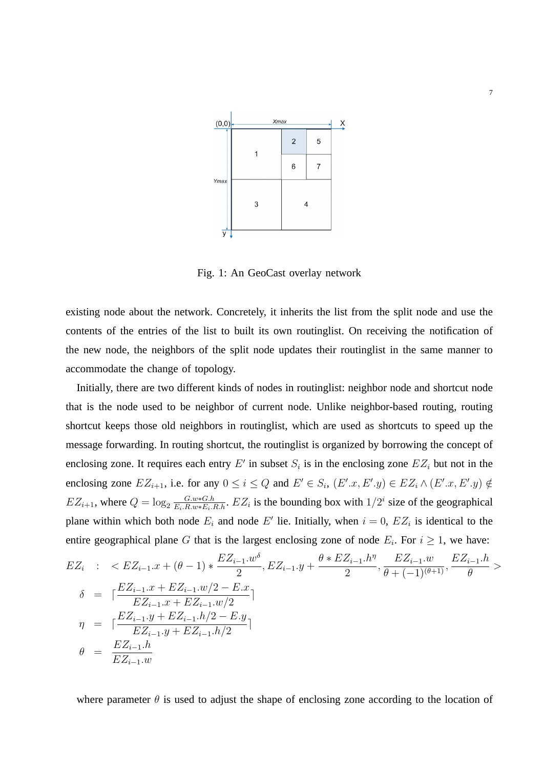Fig. 1: An GeoCast overlay network

existing node about the network. Concretely, it inherits the list from the split node and use the contents of the entries of the list to built its own routinglist. On receiving the notification of the new node, the neighbors of the split node updates their routinglist in the same manner to accommodate the change of topology.

Initially, there are two different kinds of nodes in routinglist: neighbor node and shortcut node that is the node used to be neighbor of current node. Unlike neighbor-based routing, routing shortcut keeps those old neighbors in routinglist, which are used as shortcuts to speed up the message forwarding. In routing shortcut, the routinglist is organized by borrowing the concept of enclosing zone. It requires each entry $E'$ in subset $S_i$ is in the enclosing zone $EZ_i$ but not in the enclosing zone $EZ_{i+1}$, i.e. for any $0 \leq i \leq Q$ and $E' \in S_i$, $(E'.x, E'.y) \in EZ_i \wedge (E'.x, E'.y) \notin EZ_{i+1}$, where $Q = \log_2 \frac{G.w*G.h}{E_i.R.w*E_i.R.h}$. $EZ_i$ is the bounding box with $1/2^i$ size of the geographical plane within which both node $E_i$ and node $E'$ lie. Initially, when $i = 0$, $EZ_i$ is identical to the entire geographical plane $G$ that is the largest enclosing zone of node $E_i$. For $i \geq 1$, we have:

$$
\begin{aligned}
EZ_i \quad &: \quad < EZ_{i-1}.x + (\theta - 1) * \frac{EZ_{i-1}.w^{\delta}}{2}, EZ_{i-1}.y + \frac{\theta * EZ_{i-1}.h^{\eta}}{2}, \frac{EZ_{i-1}.w}{\theta + (-1)^{(\theta+1)}}, \frac{EZ_{i-1}.h}{\theta} > \\
\delta \quad &= \quad \lceil \frac{EZ_{i-1}.x + EZ_{i-1}.w/2 - E.x}{EZ_{i-1}.x + EZ_{i-1}.w/2} \rceil \\
\eta \quad &= \quad \lceil \frac{EZ_{i-1}.y + EZ_{i-1}.h/2 - E.y}{EZ_{i-1}.y + EZ_{i-1}.h/2} \rceil \\
\theta \quad &= \quad \frac{EZ_{i-1}.h}{EZ_{i-1}.w}
\end{aligned}
$$

where parameter $\theta$ is used to adjust the shape of enclosing zone according to the location of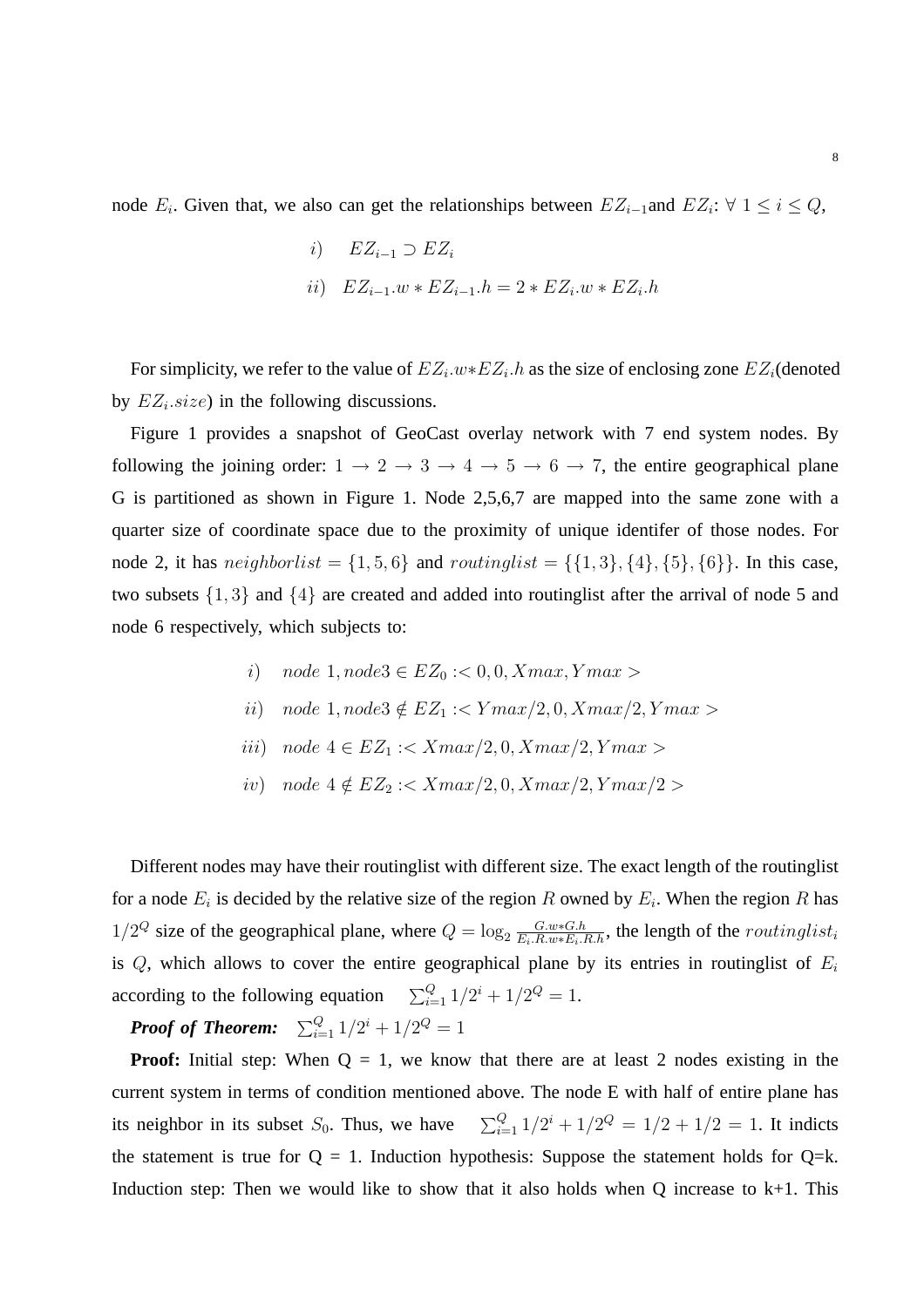node $E_i$. Given that, we also can get the relationships between $EZ_{i-1}$and $EZ_i$: $\forall\ 1 \leq i \leq Q$,

$$i) \quad EZ_{i-1} \supset EZ_i$$

$$ii) \quad EZ_{i-1}.w * EZ_{i-1}.h = 2 * EZ_i.w * EZ_i.h$$

For simplicity, we refer to the value of $EZ_i.w{*}EZ_i.h$ as the size of enclosing zone $EZ_i$(denoted by $EZ_i.size$) in the following discussions.

Figure 1 provides a snapshot of GeoCast overlay network with 7 end system nodes. By following the joining order: $1 \rightarrow 2 \rightarrow 3 \rightarrow 4 \rightarrow 5 \rightarrow 6 \rightarrow 7$, the entire geographical plane G is partitioned as shown in Figure 1. Node 2,5,6,7 are mapped into the same zone with a quarter size of coordinate space due to the proximity of unique identifer of those nodes. For node 2, it has $neighborlist = \{1, 5, 6\}$ and $routinglist = \{\{1, 3\}, \{4\}, \{5\}, \{6\}\}$. In this case, two subsets $\{1, 3\}$ and $\{4\}$ are created and added into routinglist after the arrival of node 5 and node 6 respectively, which subjects to:

$$i) \quad node\ 1, node3 \in EZ_0 :< 0, 0, Xmax, Ymax >$$

$$ii) \quad node\ 1, node3 \notin EZ_1 :< Ymax/2, 0, Xmax/2, Ymax >$$

$$iii) \quad node\ 4 \in EZ_1 :< Xmax/2, 0, Xmax/2, Ymax >$$

$$iv) \quad node\ 4 \notin EZ_2 :< Xmax/2, 0, Xmax/2, Ymax/2 >$$

Different nodes may have their routinglist with different size. The exact length of the routinglist for a node $E_i$ is decided by the relative size of the region $R$ owned by $E_i$. When the region $R$ has $1/2^Q$ size of the geographical plane, where $Q = \log_2 \frac{G.w*G.h}{E_i.R.w*E_i.R.h}$, the length of the $routinglist_i$ is $Q$, which allows to cover the entire geographical plane by its entries in routinglist of $E_i$ according to the following equation $\sum_{i=1}^{Q} 1/2^i + 1/2^Q = 1$.

***Proof of Theorem:*** $\sum_{i=1}^{Q} 1/2^i + 1/2^Q = 1$

**Proof:** Initial step: When Q = 1, we know that there are at least 2 nodes existing in the current system in terms of condition mentioned above. The node E with half of entire plane has its neighbor in its subset $S_0$. Thus, we have $\sum_{i=1}^{Q} 1/2^i + 1/2^Q = 1/2 + 1/2 = 1$. It indicts the statement is true for Q = 1. Induction hypothesis: Suppose the statement holds for Q=k. Induction step: Then we would like to show that it also holds when Q increase to k+1. This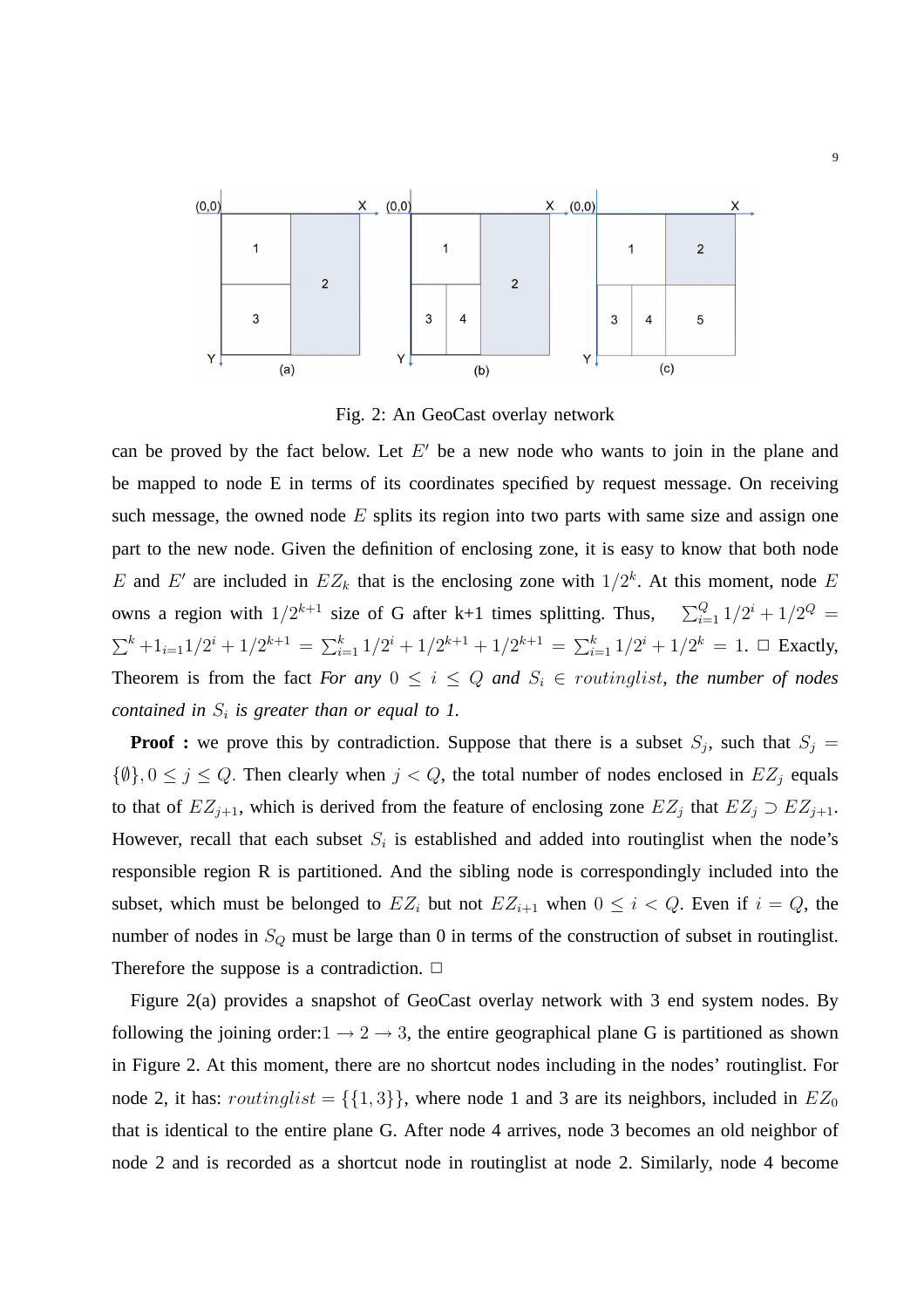Fig. 2: An GeoCast overlay network

can be proved by the fact below. Let $E'$ be a new node who wants to join in the plane and be mapped to node E in terms of its coordinates specified by request message. On receiving such message, the owned node $E$ splits its region into two parts with same size and assign one part to the new node. Given the definition of enclosing zone, it is easy to know that both node $E$ and $E'$ are included in $EZ_k$ that is the enclosing zone with $1/2^k$. At this moment, node $E$ owns a region with $1/2^{k+1}$ size of G after k+1 times splitting. Thus, $\sum_{i=1}^{Q} 1/2^i + 1/2^Q = \sum^{k} +1_{i=1} 1/2^i + 1/2^{k+1} = \sum_{i=1}^{k} 1/2^i + 1/2^{k+1} + 1/2^{k+1} = \sum_{i=1}^{k} 1/2^i + 1/2^k = 1$. □ Exactly, Theorem is from the fact *For any* $0 \leq i \leq Q$ *and* $S_i \in routinglist$*, the number of nodes contained in* $S_i$ *is greater than or equal to 1.*

**Proof :** we prove this by contradiction. Suppose that there is a subset $S_j$, such that $S_j = \{\emptyset\}, 0 \leq j \leq Q$. Then clearly when $j < Q$, the total number of nodes enclosed in $EZ_j$ equals to that of $EZ_{j+1}$, which is derived from the feature of enclosing zone $EZ_j$ that $EZ_j \supset EZ_{j+1}$. However, recall that each subset $S_i$ is established and added into routinglist when the node's responsible region R is partitioned. And the sibling node is correspondingly included into the subset, which must be belonged to $EZ_i$ but not $EZ_{i+1}$ when $0 \leq i < Q$. Even if $i = Q$, the number of nodes in $S_Q$ must be large than 0 in terms of the construction of subset in routinglist. Therefore the suppose is a contradiction. □

Figure 2(a) provides a snapshot of GeoCast overlay network with 3 end system nodes. By following the joining order:$1 \rightarrow 2 \rightarrow 3$, the entire geographical plane G is partitioned as shown in Figure 2. At this moment, there are no shortcut nodes including in the nodes' routinglist. For node 2, it has: $routinglist = \{\{1, 3\}\}$, where node 1 and 3 are its neighbors, included in $EZ_0$ that is identical to the entire plane G. After node 4 arrives, node 3 becomes an old neighbor of node 2 and is recorded as a shortcut node in routinglist at node 2. Similarly, node 4 become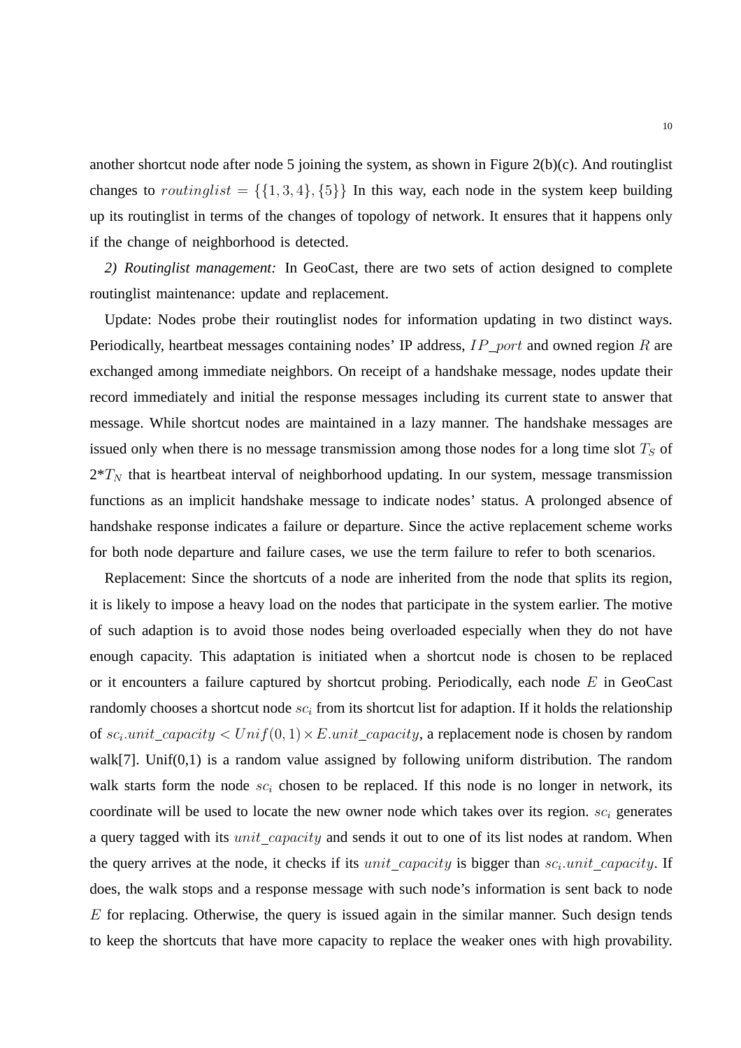another shortcut node after node 5 joining the system, as shown in Figure 2(b)(c). And routinglist changes to $routinglist = \{\{1, 3, 4\}, \{5\}\}$ In this way, each node in the system keep building up its routinglist in terms of the changes of topology of network. It ensures that it happens only if the change of neighborhood is detected.

*2) Routinglist management:* In GeoCast, there are two sets of action designed to complete routinglist maintenance: update and replacement.

Update: Nodes probe their routinglist nodes for information updating in two distinct ways. Periodically, heartbeat messages containing nodes' IP address, $IP\_port$ and owned region $R$ are exchanged among immediate neighbors. On receipt of a handshake message, nodes update their record immediately and initial the response messages including its current state to answer that message. While shortcut nodes are maintained in a lazy manner. The handshake messages are issued only when there is no message transmission among those nodes for a long time slot $T_S$ of 2*$T_N$ that is heartbeat interval of neighborhood updating. In our system, message transmission functions as an implicit handshake message to indicate nodes' status. A prolonged absence of handshake response indicates a failure or departure. Since the active replacement scheme works for both node departure and failure cases, we use the term failure to refer to both scenarios.

Replacement: Since the shortcuts of a node are inherited from the node that splits its region, it is likely to impose a heavy load on the nodes that participate in the system earlier. The motive of such adaption is to avoid those nodes being overloaded especially when they do not have enough capacity. This adaptation is initiated when a shortcut node is chosen to be replaced or it encounters a failure captured by shortcut probing. Periodically, each node $E$ in GeoCast randomly chooses a shortcut node $sc_i$ from its shortcut list for adaption. If it holds the relationship of $sc_i.unit\_capacity < Unif(0, 1) \times E.unit\_capacity$, a replacement node is chosen by random walk[7]. Unif(0,1) is a random value assigned by following uniform distribution. The random walk starts form the node $sc_i$ chosen to be replaced. If this node is no longer in network, its coordinate will be used to locate the new owner node which takes over its region. $sc_i$ generates a query tagged with its $unit\_capacity$ and sends it out to one of its list nodes at random. When the query arrives at the node, it checks if its $unit\_capacity$ is bigger than $sc_i.unit\_capacity$. If does, the walk stops and a response message with such node's information is sent back to node $E$ for replacing. Otherwise, the query is issued again in the similar manner. Such design tends to keep the shortcuts that have more capacity to replace the weaker ones with high provability.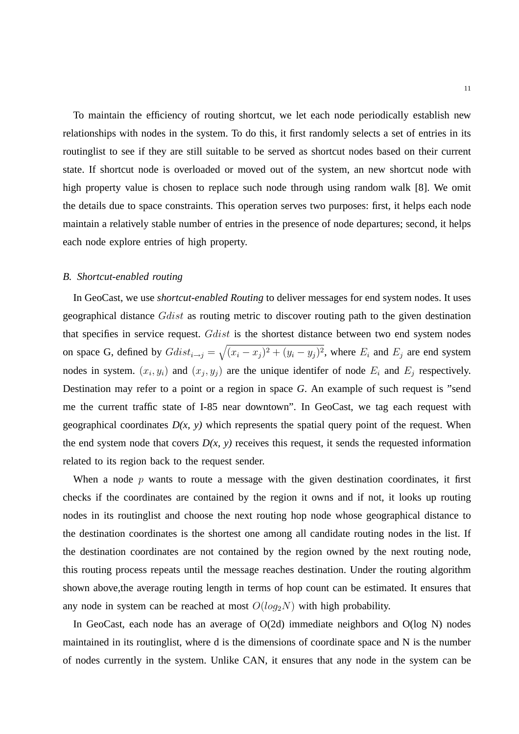To maintain the efficiency of routing shortcut, we let each node periodically establish new relationships with nodes in the system. To do this, it first randomly selects a set of entries in its routinglist to see if they are still suitable to be served as shortcut nodes based on their current state. If shortcut node is overloaded or moved out of the system, an new shortcut node with high property value is chosen to replace such node through using random walk [8]. We omit the details due to space constraints. This operation serves two purposes: first, it helps each node maintain a relatively stable number of entries in the presence of node departures; second, it helps each node explore entries of high property.

### *B. Shortcut-enabled routing*

In GeoCast, we use *shortcut-enabled Routing* to deliver messages for end system nodes. It uses geographical distance $Gdist$ as routing metric to discover routing path to the given destination that specifies in service request. $Gdist$ is the shortest distance between two end system nodes on space G, defined by $Gdist_{i \to j} = \sqrt{(x_i - x_j)^2 + (y_i - y_j)^2}$, where $E_i$ and $E_j$ are end system nodes in system. $(x_i, y_i)$ and $(x_j, y_j)$ are the unique identifer of node $E_i$ and $E_j$ respectively. Destination may refer to a point or a region in space *G*. An example of such request is "send me the current traffic state of I-85 near downtown". In GeoCast, we tag each request with geographical coordinates *D(x, y)* which represents the spatial query point of the request. When the end system node that covers *D(x, y)* receives this request, it sends the requested information related to its region back to the request sender.

When a node $p$ wants to route a message with the given destination coordinates, it first checks if the coordinates are contained by the region it owns and if not, it looks up routing nodes in its routinglist and choose the next routing hop node whose geographical distance to the destination coordinates is the shortest one among all candidate routing nodes in the list. If the destination coordinates are not contained by the region owned by the next routing node, this routing process repeats until the message reaches destination. Under the routing algorithm shown above,the average routing length in terms of hop count can be estimated. It ensures that any node in system can be reached at most $O(log_2 N)$ with high probability.

In GeoCast, each node has an average of O(2d) immediate neighbors and O(log N) nodes maintained in its routinglist, where d is the dimensions of coordinate space and N is the number of nodes currently in the system. Unlike CAN, it ensures that any node in the system can be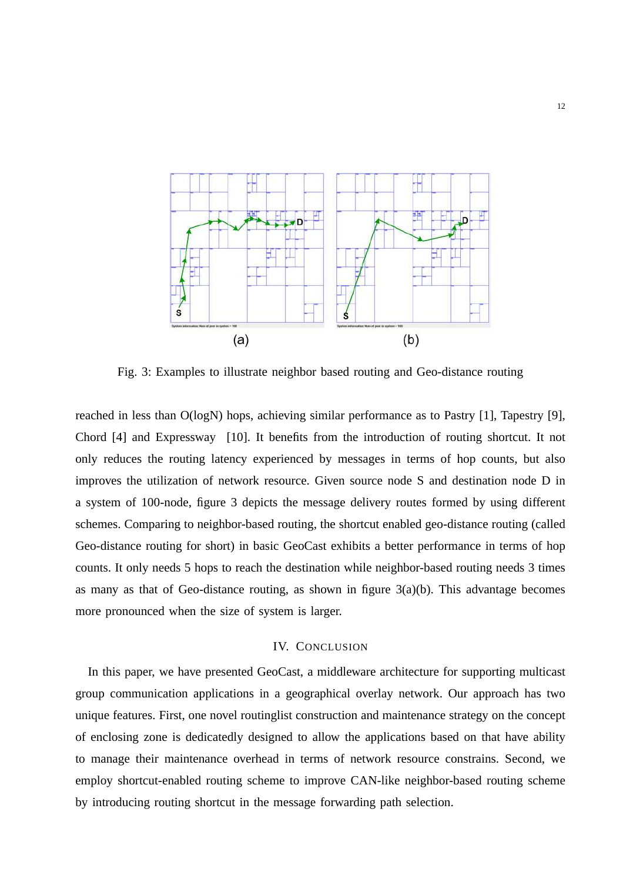(a) (b)

Fig. 3: Examples to illustrate neighbor based routing and Geo-distance routing

reached in less than O(logN) hops, achieving similar performance as to Pastry [1], Tapestry [9], Chord [4] and Expressway [10]. It benefits from the introduction of routing shortcut. It not only reduces the routing latency experienced by messages in terms of hop counts, but also improves the utilization of network resource. Given source node S and destination node D in a system of 100-node, figure 3 depicts the message delivery routes formed by using different schemes. Comparing to neighbor-based routing, the shortcut enabled geo-distance routing (called Geo-distance routing for short) in basic GeoCast exhibits a better performance in terms of hop counts. It only needs 5 hops to reach the destination while neighbor-based routing needs 3 times as many as that of Geo-distance routing, as shown in figure 3(a)(b). This advantage becomes more pronounced when the size of system is larger.

## IV. Conclusion

In this paper, we have presented GeoCast, a middleware architecture for supporting multicast group communication applications in a geographical overlay network. Our approach has two unique features. First, one novel routinglist construction and maintenance strategy on the concept of enclosing zone is dedicatedly designed to allow the applications based on that have ability to manage their maintenance overhead in terms of network resource constrains. Second, we employ shortcut-enabled routing scheme to improve CAN-like neighbor-based routing scheme by introducing routing shortcut in the message forwarding path selection.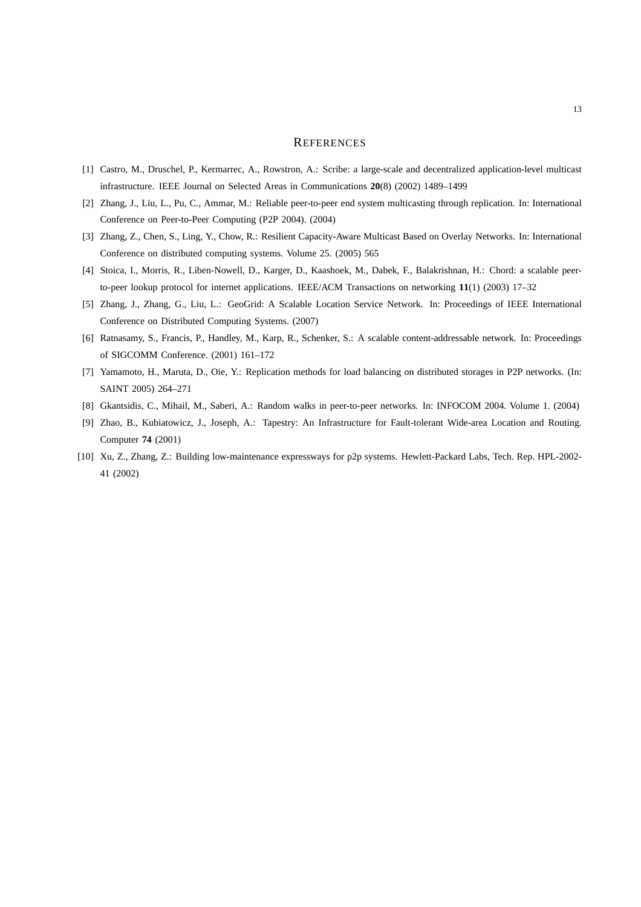# REFERENCES

[1] Castro, M., Druschel, P., Kermarrec, A., Rowstron, A.: Scribe: a large-scale and decentralized application-level multicast infrastructure. IEEE Journal on Selected Areas in Communications **20**(8) (2002) 1489–1499

[2] Zhang, J., Liu, L., Pu, C., Ammar, M.: Reliable peer-to-peer end system multicasting through replication. In: International Conference on Peer-to-Peer Computing (P2P 2004). (2004)

[3] Zhang, Z., Chen, S., Ling, Y., Chow, R.: Resilient Capacity-Aware Multicast Based on Overlay Networks. In: International Conference on distributed computing systems. Volume 25. (2005) 565

[4] Stoica, I., Morris, R., Liben-Nowell, D., Karger, D., Kaashoek, M., Dabek, F., Balakrishnan, H.: Chord: a scalable peer-to-peer lookup protocol for internet applications. IEEE/ACM Transactions on networking **11**(1) (2003) 17–32

[5] Zhang, J., Zhang, G., Liu, L.: GeoGrid: A Scalable Location Service Network. In: Proceedings of IEEE International Conference on Distributed Computing Systems. (2007)

[6] Ratnasamy, S., Francis, P., Handley, M., Karp, R., Schenker, S.: A scalable content-addressable network. In: Proceedings of SIGCOMM Conference. (2001) 161–172

[7] Yamamoto, H., Maruta, D., Oie, Y.: Replication methods for load balancing on distributed storages in P2P networks. (In: SAINT 2005) 264–271

[8] Gkantsidis, C., Mihail, M., Saberi, A.: Random walks in peer-to-peer networks. In: INFOCOM 2004. Volume 1. (2004)

[9] Zhao, B., Kubiatowicz, J., Joseph, A.: Tapestry: An Infrastructure for Fault-tolerant Wide-area Location and Routing. Computer **74** (2001)

[10] Xu, Z., Zhang, Z.: Building low-maintenance expressways for p2p systems. Hewlett-Packard Labs, Tech. Rep. HPL-2002-41 (2002)